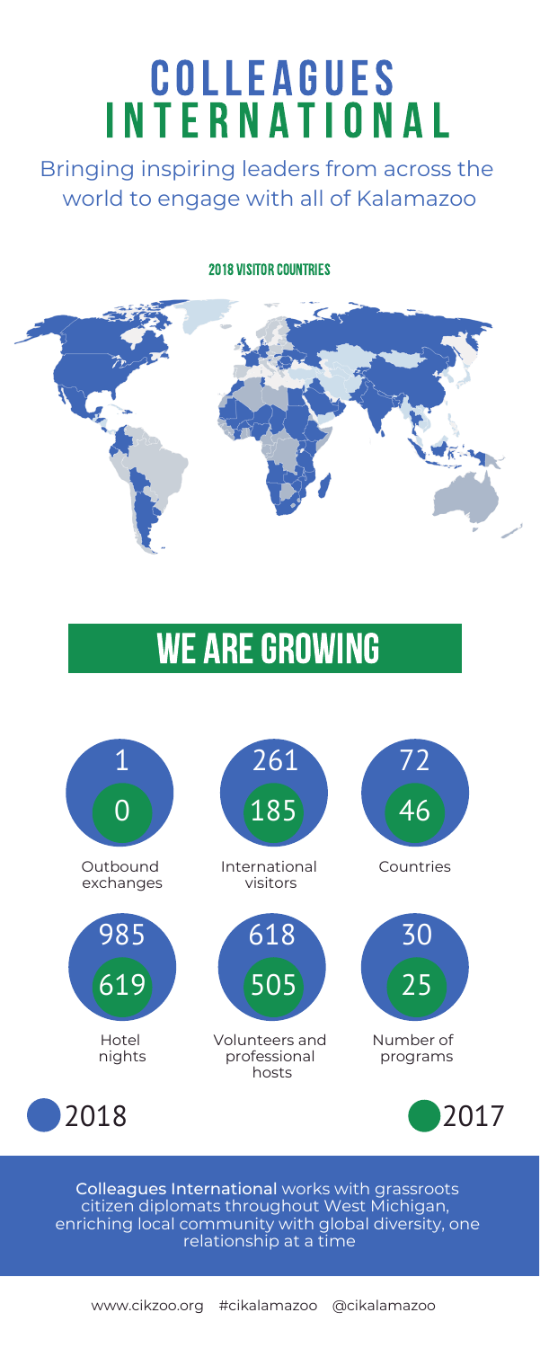# COLLEAGUES INTERNATIONAL

Bringing inspiring leaders from across the world to engage with all of Kalamazoo

2018 VISITOR COUNTRIES

## WE ARE GROWING

1
0
Outbound exchanges

261
185
International visitors

72
46
Countries

985
619
Hotel nights

618
505
Volunteers and professional hosts

30
25
Number of programs

2018

2017

**Colleagues International** works with grassroots citizen diplomats throughout West Michigan, enriching local community with global diversity, one relationship at a time

www.cikzoo.org #cikalamazoo @cikalamazoo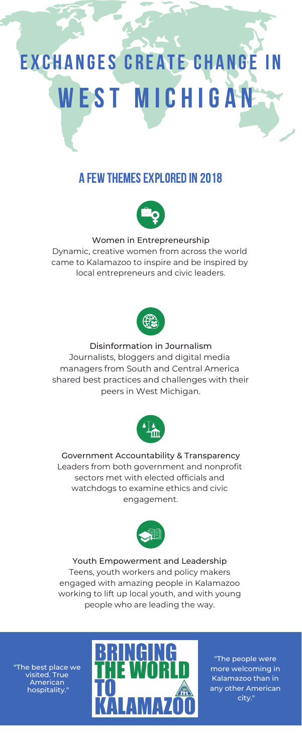# EXCHANGES CREATE CHANGE IN WEST MICHIGAN

## A FEW THEMES EXPLORED IN 2018

**Women in Entrepreneurship**

Dynamic, creative women from across the world came to Kalamazoo to inspire and be inspired by local entrepreneurs and civic leaders.

**Disinformation in Journalism**

Journalists, bloggers and digital media managers from South and Central America shared best practices and challenges with their peers in West Michigan.

**Government Accountability & Transparency**

Leaders from both government and nonprofit sectors met with elected officials and watchdogs to examine ethics and civic engagement.

**Youth Empowerment and Leadership**

Teens, youth workers and policy makers engaged with amazing people in Kalamazoo working to lift up local youth, and with young people who are leading the way.

"The best place we visited. True American hospitality."

BRINGING THE WORLD TO KALAMAZOO

"The people were more welcoming in Kalamazoo than in any other American city."